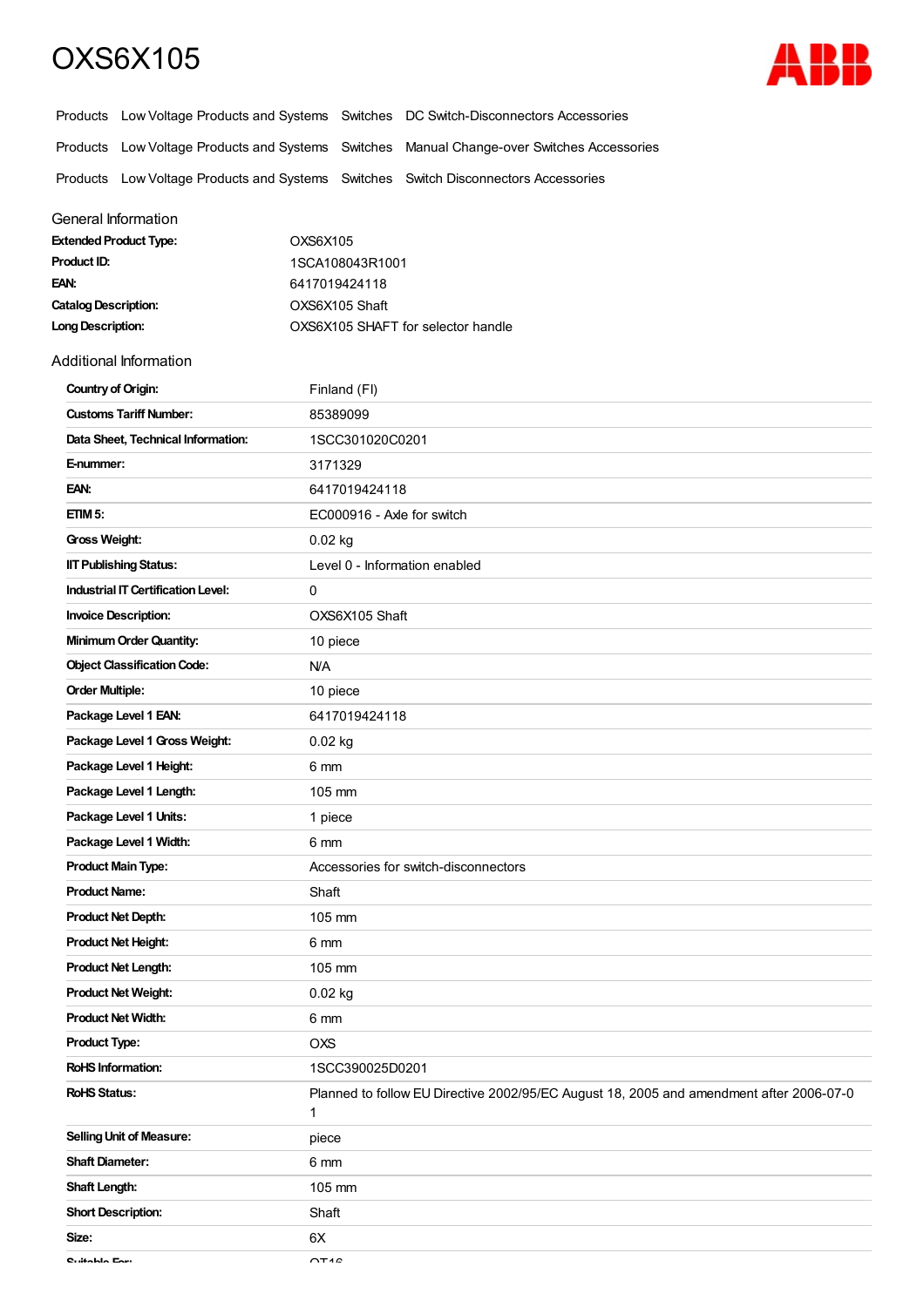# OXS6X105

Products   Low Voltage Products and Systems   Switches   DC Switch-Disconnectors Accessories

Products   Low Voltage Products and Systems   Switches   Manual Change-over Switches Accessories

Products   Low Voltage Products and Systems   Switches   Switch Disconnectors Accessories

## General Information

| | |
|---|---|
| **Extended Product Type:** | OXS6X105 |
| **Product ID:** | 1SCA108043R1001 |
| **EAN:** | 6417019424118 |
| **Catalog Description:** | OXS6X105 Shaft |
| **Long Description:** | OXS6X105 SHAFT for selector handle |

## Additional Information

| | |
|---|---|
| **Country of Origin:** | Finland (FI) |
| **Customs Tariff Number:** | 85389099 |
| **Data Sheet, Technical Information:** | 1SCC301020C0201 |
| **E-nummer:** | 3171329 |
| **EAN:** | 6417019424118 |
| **ETIM 5:** | EC000916 - Axle for switch |
| **Gross Weight:** | 0.02 kg |
| **IIT Publishing Status:** | Level 0 - Information enabled |
| **Industrial IT Certification Level:** | 0 |
| **Invoice Description:** | OXS6X105 Shaft |
| **Minimum Order Quantity:** | 10 piece |
| **Object Classification Code:** | N/A |
| **Order Multiple:** | 10 piece |
| **Package Level 1 EAN:** | 6417019424118 |
| **Package Level 1 Gross Weight:** | 0.02 kg |
| **Package Level 1 Height:** | 6 mm |
| **Package Level 1 Length:** | 105 mm |
| **Package Level 1 Units:** | 1 piece |
| **Package Level 1 Width:** | 6 mm |
| **Product Main Type:** | Accessories for switch-disconnectors |
| **Product Name:** | Shaft |
| **Product Net Depth:** | 105 mm |
| **Product Net Height:** | 6 mm |
| **Product Net Length:** | 105 mm |
| **Product Net Weight:** | 0.02 kg |
| **Product Net Width:** | 6 mm |
| **Product Type:** | OXS |
| **RoHS Information:** | 1SCC390025D0201 |
| **RoHS Status:** | Planned to follow EU Directive 2002/95/EC August 18, 2005 and amendment after 2006-07-01 |
| **Selling Unit of Measure:** | piece |
| **Shaft Diameter:** | 6 mm |
| **Shaft Length:** | 105 mm |
| **Short Description:** | Shaft |
| **Size:** | 6X |
| **Suitable For:** | OT16 |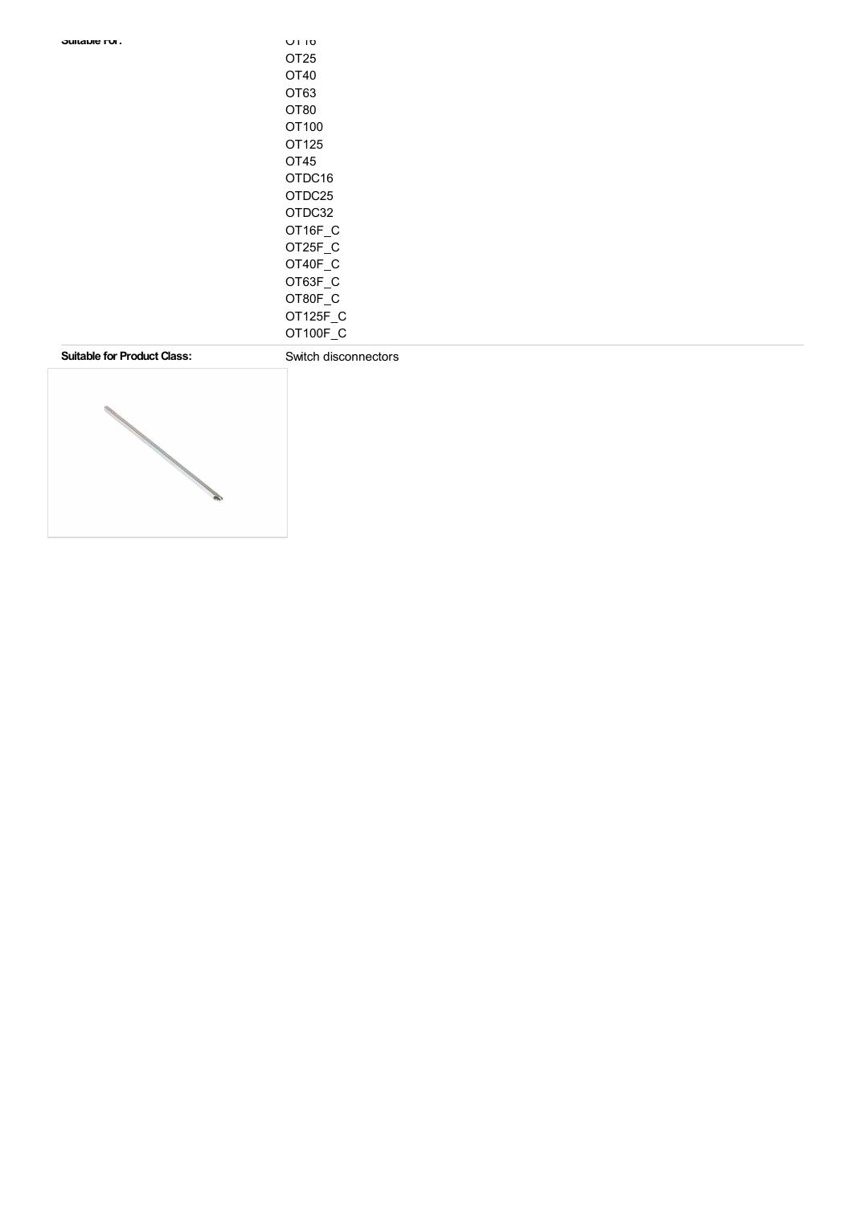| | |
|---|---|
| **Suitable For:** | OT16<br>OT25<br>OT40<br>OT63<br>OT80<br>OT100<br>OT125<br>OT45<br>OTDC16<br>OTDC25<br>OTDC32<br>OT16F_C<br>OT25F_C<br>OT40F_C<br>OT63F_C<br>OT80F_C<br>OT125F_C<br>OT100F_C |
| **Suitable for Product Class:** | Switch disconnectors |